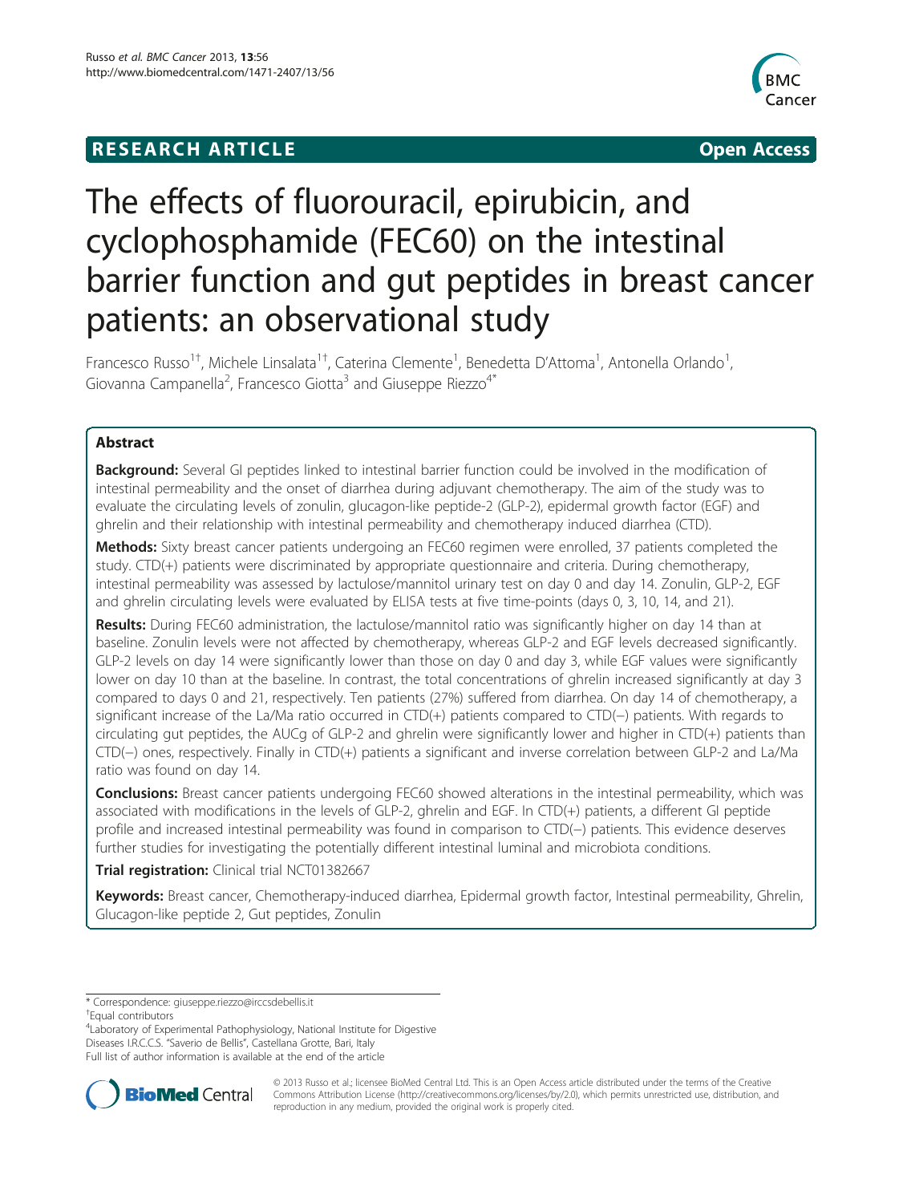RESEARCH ARTICLE Open Access

# The effects of fluorouracil, epirubicin, and cyclophosphamide (FEC60) on the intestinal barrier function and gut peptides in breast cancer patients: an observational study

Francesco Russo[1†], Michele Linsalata[1†], Caterina Clemente[1], Benedetta D'Attoma[1], Antonella Orlando[1], Giovanna Campanella[2], Francesco Giotta[3] and Giuseppe Riezzo[4*]

## Abstract

**Background:** Several GI peptides linked to intestinal barrier function could be involved in the modification of intestinal permeability and the onset of diarrhea during adjuvant chemotherapy. The aim of the study was to evaluate the circulating levels of zonulin, glucagon-like peptide-2 (GLP-2), epidermal growth factor (EGF) and ghrelin and their relationship with intestinal permeability and chemotherapy induced diarrhea (CTD).

**Methods:** Sixty breast cancer patients undergoing an FEC60 regimen were enrolled, 37 patients completed the study. CTD(+) patients were discriminated by appropriate questionnaire and criteria. During chemotherapy, intestinal permeability was assessed by lactulose/mannitol urinary test on day 0 and day 14. Zonulin, GLP-2, EGF and ghrelin circulating levels were evaluated by ELISA tests at five time-points (days 0, 3, 10, 14, and 21).

**Results:** During FEC60 administration, the lactulose/mannitol ratio was significantly higher on day 14 than at baseline. Zonulin levels were not affected by chemotherapy, whereas GLP-2 and EGF levels decreased significantly. GLP-2 levels on day 14 were significantly lower than those on day 0 and day 3, while EGF values were significantly lower on day 10 than at the baseline. In contrast, the total concentrations of ghrelin increased significantly at day 3 compared to days 0 and 21, respectively. Ten patients (27%) suffered from diarrhea. On day 14 of chemotherapy, a significant increase of the La/Ma ratio occurred in CTD(+) patients compared to CTD(−) patients. With regards to circulating gut peptides, the AUCg of GLP-2 and ghrelin were significantly lower and higher in CTD(+) patients than CTD(−) ones, respectively. Finally in CTD(+) patients a significant and inverse correlation between GLP-2 and La/Ma ratio was found on day 14.

**Conclusions:** Breast cancer patients undergoing FEC60 showed alterations in the intestinal permeability, which was associated with modifications in the levels of GLP-2, ghrelin and EGF. In CTD(+) patients, a different GI peptide profile and increased intestinal permeability was found in comparison to CTD(−) patients. This evidence deserves further studies for investigating the potentially different intestinal luminal and microbiota conditions.

**Trial registration:** Clinical trial NCT01382667

**Keywords:** Breast cancer, Chemotherapy-induced diarrhea, Epidermal growth factor, Intestinal permeability, Ghrelin, Glucagon-like peptide 2, Gut peptides, Zonulin

---

\* Correspondence: giuseppe.riezzo@irccsdebellis.it
†Equal contributors
[4]Laboratory of Experimental Pathophysiology, National Institute for Digestive Diseases I.R.C.C.S. "Saverio de Bellis", Castellana Grotte, Bari, Italy
Full list of author information is available at the end of the article

© 2013 Russo et al.; licensee BioMed Central Ltd. This is an Open Access article distributed under the terms of the Creative Commons Attribution License (http://creativecommons.org/licenses/by/2.0), which permits unrestricted use, distribution, and reproduction in any medium, provided the original work is properly cited.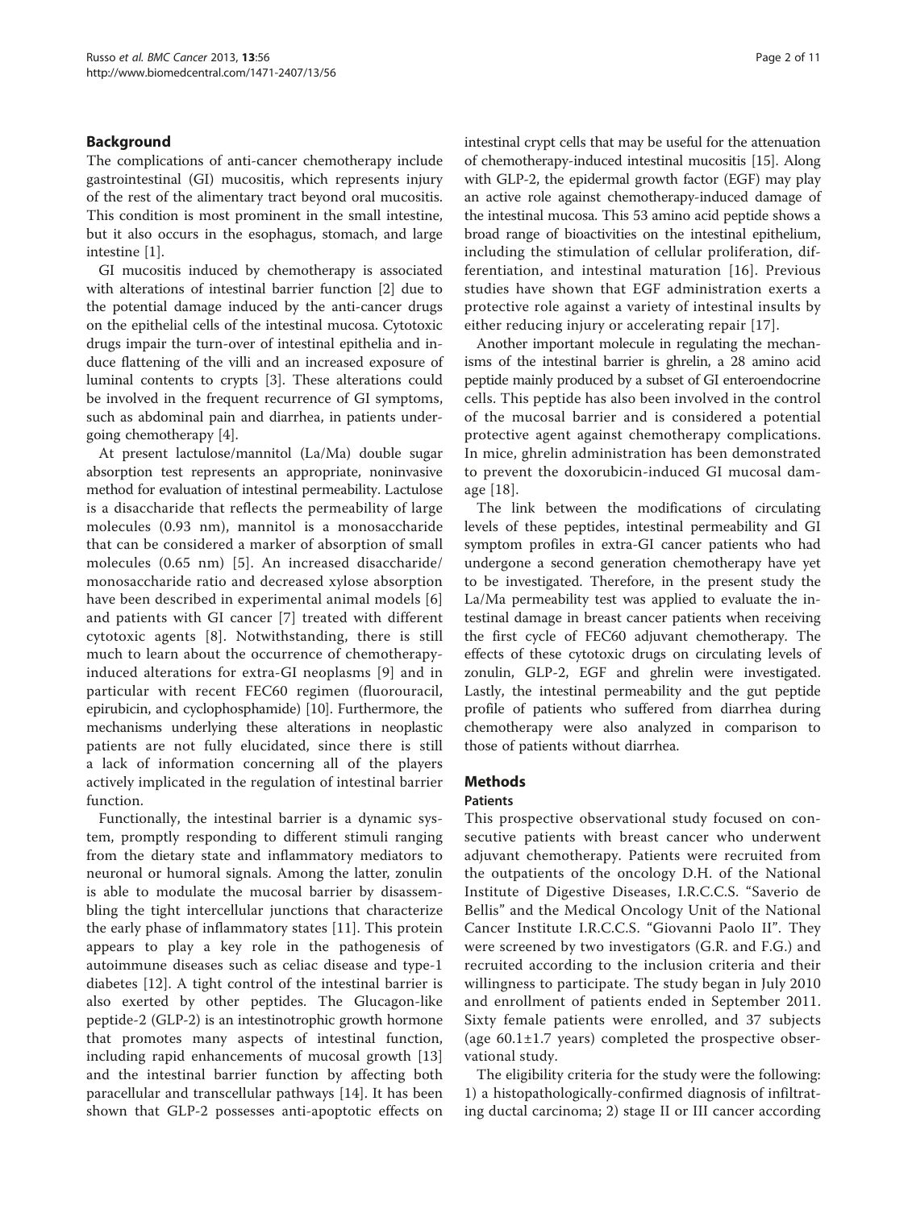## Background

The complications of anti-cancer chemotherapy include gastrointestinal (GI) mucositis, which represents injury of the rest of the alimentary tract beyond oral mucositis. This condition is most prominent in the small intestine, but it also occurs in the esophagus, stomach, and large intestine [1].

GI mucositis induced by chemotherapy is associated with alterations of intestinal barrier function [2] due to the potential damage induced by the anti-cancer drugs on the epithelial cells of the intestinal mucosa. Cytotoxic drugs impair the turn-over of intestinal epithelia and induce flattening of the villi and an increased exposure of luminal contents to crypts [3]. These alterations could be involved in the frequent recurrence of GI symptoms, such as abdominal pain and diarrhea, in patients undergoing chemotherapy [4].

At present lactulose/mannitol (La/Ma) double sugar absorption test represents an appropriate, noninvasive method for evaluation of intestinal permeability. Lactulose is a disaccharide that reflects the permeability of large molecules (0.93 nm), mannitol is a monosaccharide that can be considered a marker of absorption of small molecules (0.65 nm) [5]. An increased disaccharide/monosaccharide ratio and decreased xylose absorption have been described in experimental animal models [6] and patients with GI cancer [7] treated with different cytotoxic agents [8]. Notwithstanding, there is still much to learn about the occurrence of chemotherapy-induced alterations for extra-GI neoplasms [9] and in particular with recent FEC60 regimen (fluorouracil, epirubicin, and cyclophosphamide) [10]. Furthermore, the mechanisms underlying these alterations in neoplastic patients are not fully elucidated, since there is still a lack of information concerning all of the players actively implicated in the regulation of intestinal barrier function.

Functionally, the intestinal barrier is a dynamic system, promptly responding to different stimuli ranging from the dietary state and inflammatory mediators to neuronal or humoral signals. Among the latter, zonulin is able to modulate the mucosal barrier by disassembling the tight intercellular junctions that characterize the early phase of inflammatory states [11]. This protein appears to play a key role in the pathogenesis of autoimmune diseases such as celiac disease and type-1 diabetes [12]. A tight control of the intestinal barrier is also exerted by other peptides. The Glucagon-like peptide-2 (GLP-2) is an intestinotrophic growth hormone that promotes many aspects of intestinal function, including rapid enhancements of mucosal growth [13] and the intestinal barrier function by affecting both paracellular and transcellular pathways [14]. It has been shown that GLP-2 possesses anti-apoptotic effects on intestinal crypt cells that may be useful for the attenuation of chemotherapy-induced intestinal mucositis [15]. Along with GLP-2, the epidermal growth factor (EGF) may play an active role against chemotherapy-induced damage of the intestinal mucosa. This 53 amino acid peptide shows a broad range of bioactivities on the intestinal epithelium, including the stimulation of cellular proliferation, differentiation, and intestinal maturation [16]. Previous studies have shown that EGF administration exerts a protective role against a variety of intestinal insults by either reducing injury or accelerating repair [17].

Another important molecule in regulating the mechanisms of the intestinal barrier is ghrelin, a 28 amino acid peptide mainly produced by a subset of GI enteroendocrine cells. This peptide has also been involved in the control of the mucosal barrier and is considered a potential protective agent against chemotherapy complications. In mice, ghrelin administration has been demonstrated to prevent the doxorubicin-induced GI mucosal damage [18].

The link between the modifications of circulating levels of these peptides, intestinal permeability and GI symptom profiles in extra-GI cancer patients who had undergone a second generation chemotherapy have yet to be investigated. Therefore, in the present study the La/Ma permeability test was applied to evaluate the intestinal damage in breast cancer patients when receiving the first cycle of FEC60 adjuvant chemotherapy. The effects of these cytotoxic drugs on circulating levels of zonulin, GLP-2, EGF and ghrelin were investigated. Lastly, the intestinal permeability and the gut peptide profile of patients who suffered from diarrhea during chemotherapy were also analyzed in comparison to those of patients without diarrhea.

## Methods

### Patients

This prospective observational study focused on consecutive patients with breast cancer who underwent adjuvant chemotherapy. Patients were recruited from the outpatients of the oncology D.H. of the National Institute of Digestive Diseases, I.R.C.C.S. "Saverio de Bellis" and the Medical Oncology Unit of the National Cancer Institute I.R.C.C.S. "Giovanni Paolo II". They were screened by two investigators (G.R. and F.G.) and recruited according to the inclusion criteria and their willingness to participate. The study began in July 2010 and enrollment of patients ended in September 2011. Sixty female patients were enrolled, and 37 subjects (age 60.1±1.7 years) completed the prospective observational study.

The eligibility criteria for the study were the following: 1) a histopathologically-confirmed diagnosis of infiltrating ductal carcinoma; 2) stage II or III cancer according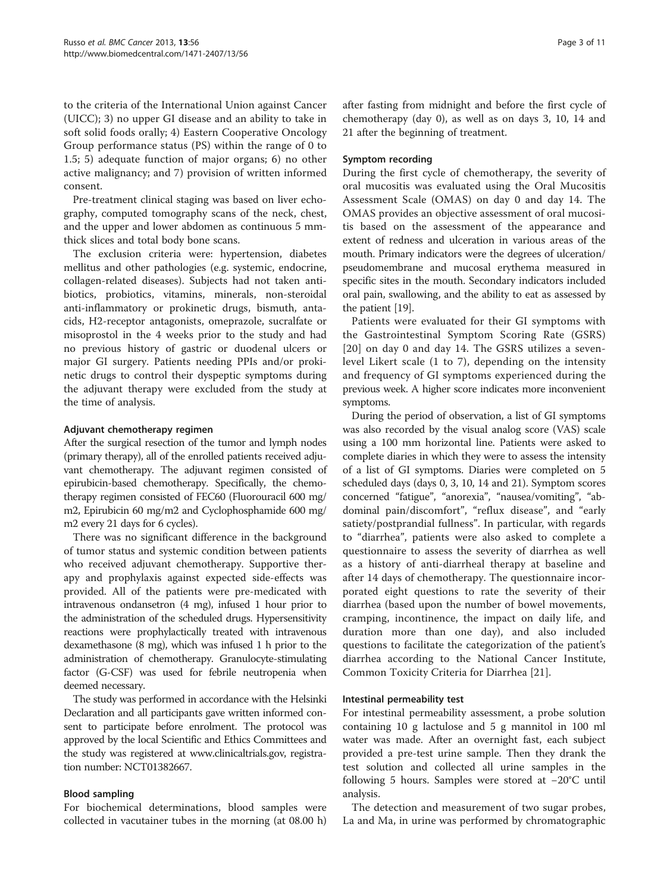to the criteria of the International Union against Cancer (UICC); 3) no upper GI disease and an ability to take in soft solid foods orally; 4) Eastern Cooperative Oncology Group performance status (PS) within the range of 0 to 1.5; 5) adequate function of major organs; 6) no other active malignancy; and 7) provision of written informed consent.

Pre-treatment clinical staging was based on liver echography, computed tomography scans of the neck, chest, and the upper and lower abdomen as continuous 5 mm-thick slices and total body bone scans.

The exclusion criteria were: hypertension, diabetes mellitus and other pathologies (e.g. systemic, endocrine, collagen-related diseases). Subjects had not taken antibiotics, probiotics, vitamins, minerals, non-steroidal anti-inflammatory or prokinetic drugs, bismuth, antacids, H2-receptor antagonists, omeprazole, sucralfate or misoprostol in the 4 weeks prior to the study and had no previous history of gastric or duodenal ulcers or major GI surgery. Patients needing PPIs and/or prokinetic drugs to control their dyspeptic symptoms during the adjuvant therapy were excluded from the study at the time of analysis.

### Adjuvant chemotherapy regimen

After the surgical resection of the tumor and lymph nodes (primary therapy), all of the enrolled patients received adjuvant chemotherapy. The adjuvant regimen consisted of epirubicin-based chemotherapy. Specifically, the chemotherapy regimen consisted of FEC60 (Fluorouracil 600 mg/m2, Epirubicin 60 mg/m2 and Cyclophosphamide 600 mg/m2 every 21 days for 6 cycles).

There was no significant difference in the background of tumor status and systemic condition between patients who received adjuvant chemotherapy. Supportive therapy and prophylaxis against expected side-effects was provided. All of the patients were pre-medicated with intravenous ondansetron (4 mg), infused 1 hour prior to the administration of the scheduled drugs. Hypersensitivity reactions were prophylactically treated with intravenous dexamethasone (8 mg), which was infused 1 h prior to the administration of chemotherapy. Granulocyte-stimulating factor (G-CSF) was used for febrile neutropenia when deemed necessary.

The study was performed in accordance with the Helsinki Declaration and all participants gave written informed consent to participate before enrolment. The protocol was approved by the local Scientific and Ethics Committees and the study was registered at www.clinicaltrials.gov, registration number: NCT01382667.

### Blood sampling

For biochemical determinations, blood samples were collected in vacutainer tubes in the morning (at 08.00 h) after fasting from midnight and before the first cycle of chemotherapy (day 0), as well as on days 3, 10, 14 and 21 after the beginning of treatment.

### Symptom recording

During the first cycle of chemotherapy, the severity of oral mucositis was evaluated using the Oral Mucositis Assessment Scale (OMAS) on day 0 and day 14. The OMAS provides an objective assessment of oral mucositis based on the assessment of the appearance and extent of redness and ulceration in various areas of the mouth. Primary indicators were the degrees of ulceration/pseudomembrane and mucosal erythema measured in specific sites in the mouth. Secondary indicators included oral pain, swallowing, and the ability to eat as assessed by the patient [19].

Patients were evaluated for their GI symptoms with the Gastrointestinal Symptom Scoring Rate (GSRS) [20] on day 0 and day 14. The GSRS utilizes a seven-level Likert scale (1 to 7), depending on the intensity and frequency of GI symptoms experienced during the previous week. A higher score indicates more inconvenient symptoms.

During the period of observation, a list of GI symptoms was also recorded by the visual analog score (VAS) scale using a 100 mm horizontal line. Patients were asked to complete diaries in which they were to assess the intensity of a list of GI symptoms. Diaries were completed on 5 scheduled days (days 0, 3, 10, 14 and 21). Symptom scores concerned "fatigue", "anorexia", "nausea/vomiting", "abdominal pain/discomfort", "reflux disease", and "early satiety/postprandial fullness". In particular, with regards to "diarrhea", patients were also asked to complete a questionnaire to assess the severity of diarrhea as well as a history of anti-diarrheal therapy at baseline and after 14 days of chemotherapy. The questionnaire incorporated eight questions to rate the severity of their diarrhea (based upon the number of bowel movements, cramping, incontinence, the impact on daily life, and duration more than one day), and also included questions to facilitate the categorization of the patient's diarrhea according to the National Cancer Institute, Common Toxicity Criteria for Diarrhea [21].

### Intestinal permeability test

For intestinal permeability assessment, a probe solution containing 10 g lactulose and 5 g mannitol in 100 ml water was made. After an overnight fast, each subject provided a pre-test urine sample. Then they drank the test solution and collected all urine samples in the following 5 hours. Samples were stored at −20°C until analysis.

The detection and measurement of two sugar probes, La and Ma, in urine was performed by chromatographic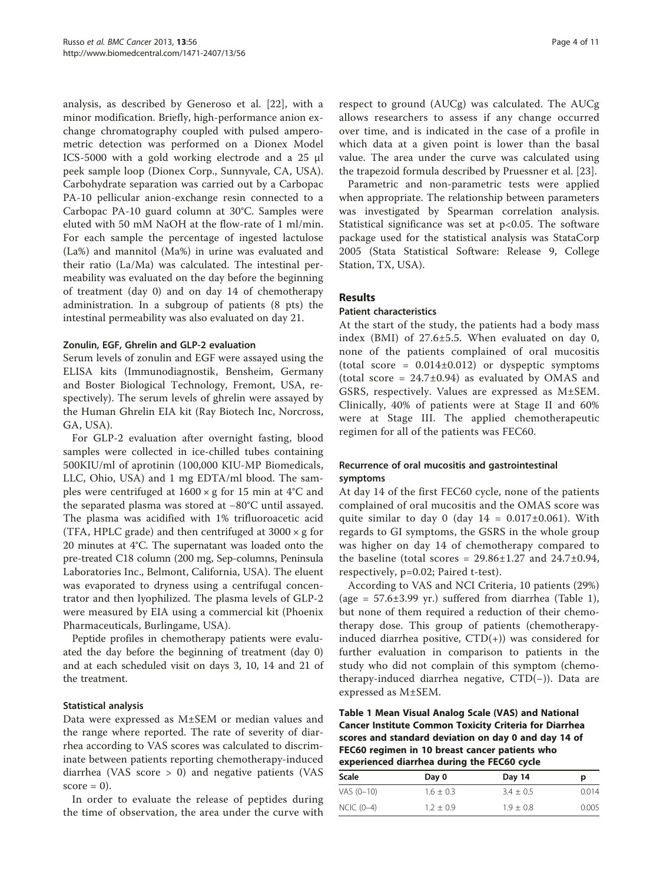analysis, as described by Generoso et al. [22], with a minor modification. Briefly, high-performance anion exchange chromatography coupled with pulsed amperometric detection was performed on a Dionex Model ICS-5000 with a gold working electrode and a 25 μl peek sample loop (Dionex Corp., Sunnyvale, CA, USA). Carbohydrate separation was carried out by a Carbopac PA-10 pellicular anion-exchange resin connected to a Carbopac PA-10 guard column at 30°C. Samples were eluted with 50 mM NaOH at the flow-rate of 1 ml/min. For each sample the percentage of ingested lactulose (La%) and mannitol (Ma%) in urine was evaluated and their ratio (La/Ma) was calculated. The intestinal permeability was evaluated on the day before the beginning of treatment (day 0) and on day 14 of chemotherapy administration. In a subgroup of patients (8 pts) the intestinal permeability was also evaluated on day 21.

#### Zonulin, EGF, Ghrelin and GLP-2 evaluation

Serum levels of zonulin and EGF were assayed using the ELISA kits (Immunodiagnostik, Bensheim, Germany and Boster Biological Technology, Fremont, USA, respectively). The serum levels of ghrelin were assayed by the Human Ghrelin EIA kit (Ray Biotech Inc, Norcross, GA, USA).

For GLP-2 evaluation after overnight fasting, blood samples were collected in ice-chilled tubes containing 500KIU/ml of aprotinin (100,000 KIU-MP Biomedicals, LLC, Ohio, USA) and 1 mg EDTA/ml blood. The samples were centrifuged at 1600 × g for 15 min at 4°C and the separated plasma was stored at −80°C until assayed. The plasma was acidified with 1% trifluoroacetic acid (TFA, HPLC grade) and then centrifuged at 3000 × g for 20 minutes at 4°C. The supernatant was loaded onto the pre-treated C18 column (200 mg, Sep-columns, Peninsula Laboratories Inc., Belmont, California, USA). The eluent was evaporated to dryness using a centrifugal concentrator and then lyophilized. The plasma levels of GLP-2 were measured by EIA using a commercial kit (Phoenix Pharmaceuticals, Burlingame, USA).

Peptide profiles in chemotherapy patients were evaluated the day before the beginning of treatment (day 0) and at each scheduled visit on days 3, 10, 14 and 21 of the treatment.

#### Statistical analysis

Data were expressed as M±SEM or median values and the range where reported. The rate of severity of diarrhea according to VAS scores was calculated to discriminate between patients reporting chemotherapy-induced diarrhea (VAS score > 0) and negative patients (VAS score = 0).

In order to evaluate the release of peptides during the time of observation, the area under the curve with respect to ground (AUCg) was calculated. The AUCg allows researchers to assess if any change occurred over time, and is indicated in the case of a profile in which data at a given point is lower than the basal value. The area under the curve was calculated using the trapezoid formula described by Pruessner et al. [23].

Parametric and non-parametric tests were applied when appropriate. The relationship between parameters was investigated by Spearman correlation analysis. Statistical significance was set at $p<0.05$. The software package used for the statistical analysis was StataCorp 2005 (Stata Statistical Software: Release 9, College Station, TX, USA).

## Results

#### Patient characteristics

At the start of the study, the patients had a body mass index (BMI) of 27.6±5.5. When evaluated on day 0, none of the patients complained of oral mucositis (total score = 0.014±0.012) or dyspeptic symptoms (total score = 24.7±0.94) as evaluated by OMAS and GSRS, respectively. Values are expressed as M±SEM. Clinically, 40% of patients were at Stage II and 60% were at Stage III. The applied chemotherapeutic regimen for all of the patients was FEC60.

#### Recurrence of oral mucositis and gastrointestinal symptoms

At day 14 of the first FEC60 cycle, none of the patients complained of oral mucositis and the OMAS score was quite similar to day 0 (day 14 = 0.017±0.061). With regards to GI symptoms, the GSRS in the whole group was higher on day 14 of chemotherapy compared to the baseline (total scores = 29.86±1.27 and 24.7±0.94, respectively, p=0.02; Paired t-test).

According to VAS and NCI Criteria, 10 patients (29%) (age = 57.6±3.99 yr.) suffered from diarrhea (Table 1), but none of them required a reduction of their chemotherapy dose. This group of patients (chemotherapy-induced diarrhea positive, CTD(+)) was considered for further evaluation in comparison to patients in the study who did not complain of this symptom (chemotherapy-induced diarrhea negative, CTD(−)). Data are expressed as M±SEM.

**Table 1 Mean Visual Analog Scale (VAS) and National Cancer Institute Common Toxicity Criteria for Diarrhea scores and standard deviation on day 0 and day 14 of FEC60 regimen in 10 breast cancer patients who experienced diarrhea during the FEC60 cycle**

| Scale | Day 0 | Day 14 | p |
|---|---|---|---|
| VAS (0–10) | 1.6 ± 0.3 | 3.4 ± 0.5 | 0.014 |
| NCIC (0–4) | 1.2 ± 0.9 | 1.9 ± 0.8 | 0.005 |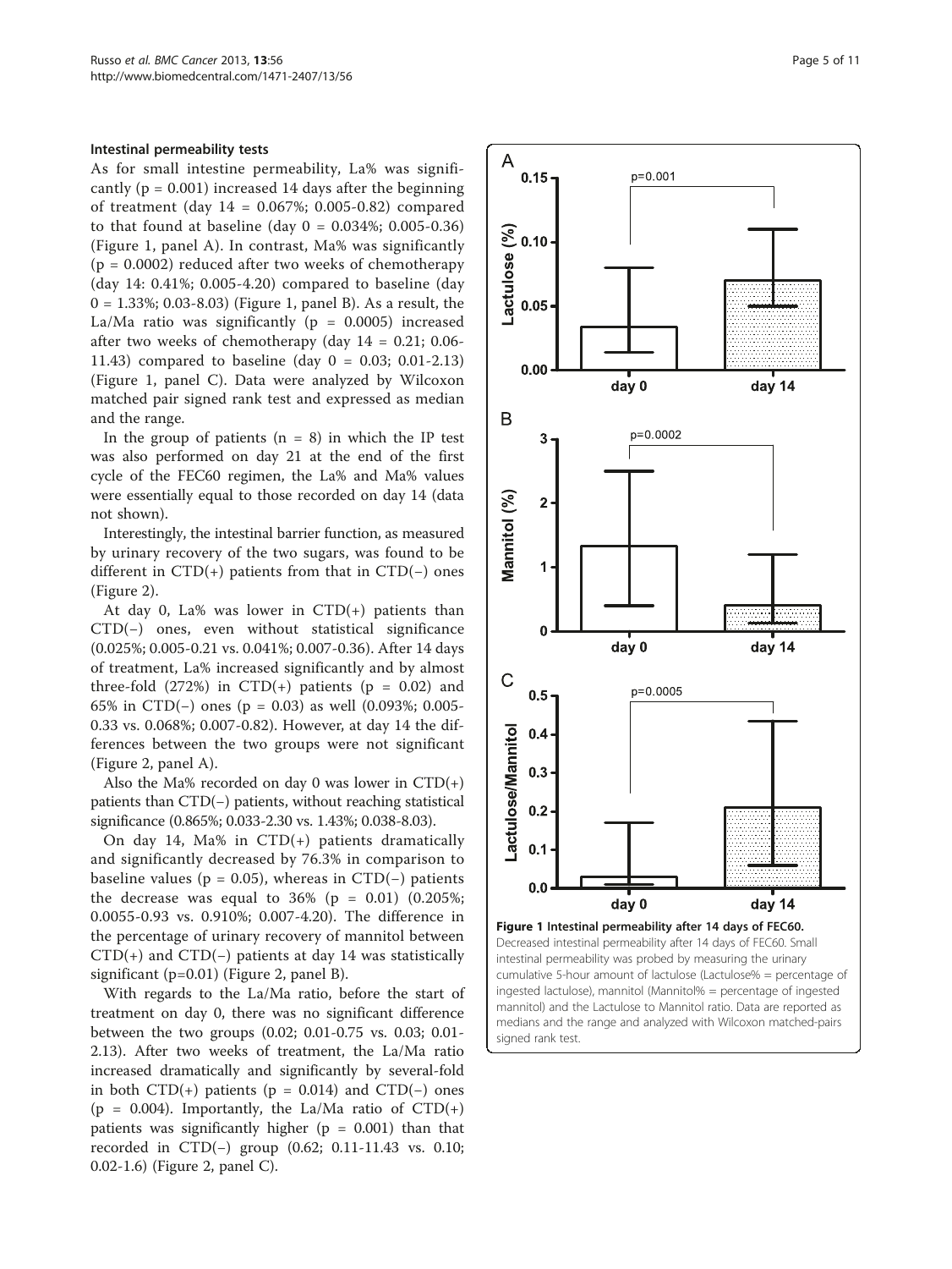### Intestinal permeability tests

As for small intestine permeability, La% was significantly ($p = 0.001$) increased 14 days after the beginning of treatment (day 14 = 0.067%; 0.005-0.82) compared to that found at baseline (day 0 = 0.034%; 0.005-0.36) (Figure 1, panel A). In contrast, Ma% was significantly ($p = 0.0002$) reduced after two weeks of chemotherapy (day 14: 0.41%; 0.005-4.20) compared to baseline (day 0 = 1.33%; 0.03-8.03) (Figure 1, panel B). As a result, the La/Ma ratio was significantly ($p = 0.0005$) increased after two weeks of chemotherapy (day 14 = 0.21; 0.06-11.43) compared to baseline (day 0 = 0.03; 0.01-2.13) (Figure 1, panel C). Data were analyzed by Wilcoxon matched pair signed rank test and expressed as median and the range.

In the group of patients ($n = 8$) in which the IP test was also performed on day 21 at the end of the first cycle of the FEC60 regimen, the La% and Ma% values were essentially equal to those recorded on day 14 (data not shown).

Interestingly, the intestinal barrier function, as measured by urinary recovery of the two sugars, was found to be different in CTD(+) patients from that in CTD(−) ones (Figure 2).

At day 0, La% was lower in CTD(+) patients than CTD(−) ones, even without statistical significance (0.025%; 0.005-0.21 vs. 0.041%; 0.007-0.36). After 14 days of treatment, La% increased significantly and by almost three-fold (272%) in CTD(+) patients ($p = 0.02$) and 65% in CTD(−) ones ($p = 0.03$) as well (0.093%; 0.005-0.33 vs. 0.068%; 0.007-0.82). However, at day 14 the differences between the two groups were not significant (Figure 2, panel A).

Also the Ma% recorded on day 0 was lower in CTD(+) patients than CTD(−) patients, without reaching statistical significance (0.865%; 0.033-2.30 vs. 1.43%; 0.038-8.03).

On day 14, Ma% in CTD(+) patients dramatically and significantly decreased by 76.3% in comparison to baseline values ($p = 0.05$), whereas in CTD(−) patients the decrease was equal to 36% ($p = 0.01$) (0.205%; 0.0055-0.93 vs. 0.910%; 0.007-4.20). The difference in the percentage of urinary recovery of mannitol between CTD(+) and CTD(−) patients at day 14 was statistically significant ($p=0.01$) (Figure 2, panel B).

With regards to the La/Ma ratio, before the start of treatment on day 0, there was no significant difference between the two groups (0.02; 0.01-0.75 vs. 0.03; 0.01-2.13). After two weeks of treatment, the La/Ma ratio increased dramatically and significantly by several-fold in both CTD(+) patients ($p = 0.014$) and CTD(−) ones ($p = 0.004$). Importantly, the La/Ma ratio of CTD(+) patients was significantly higher ($p = 0.001$) than that recorded in CTD(−) group (0.62; 0.11-11.43 vs. 0.10; 0.02-1.6) (Figure 2, panel C).

**Figure 1 Intestinal permeability after 14 days of FEC60.** Decreased intestinal permeability after 14 days of FEC60. Small intestinal permeability was probed by measuring the urinary cumulative 5-hour amount of lactulose (Lactulose% = percentage of ingested lactulose), mannitol (Mannitol% = percentage of ingested mannitol) and the Lactulose to Mannitol ratio. Data are reported as medians and the range and analyzed with Wilcoxon matched-pairs signed rank test.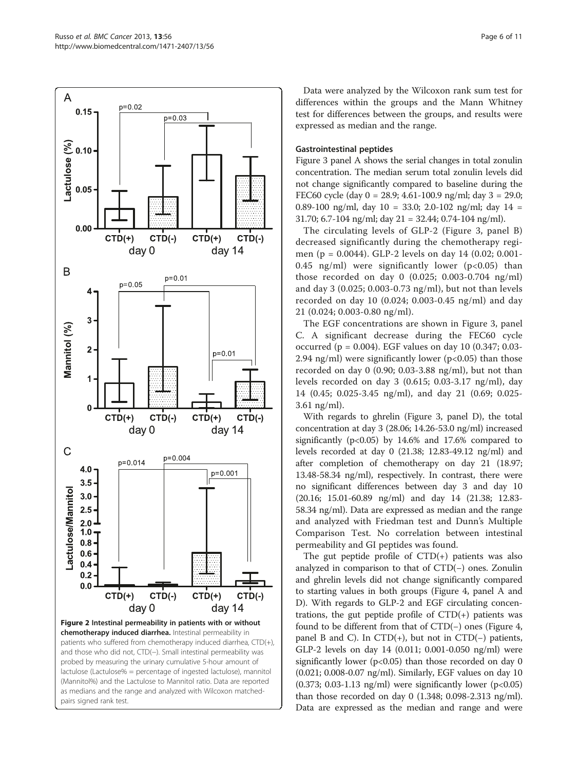Figure 2 Intestinal permeability in patients with or without chemotherapy induced diarrhea. Intestinal permeability in patients who suffered from chemotherapy induced diarrhea, CTD(+), and those who did not, CTD(−). Small intestinal permeability was probed by measuring the urinary cumulative 5-hour amount of lactulose (Lactulose% = percentage of ingested lactulose), mannitol (Mannitol%) and the Lactulose to Mannitol ratio. Data are reported as medians and the range and analyzed with Wilcoxon matched-pairs signed rank test.

Data were analyzed by the Wilcoxon rank sum test for differences within the groups and the Mann Whitney test for differences between the groups, and results were expressed as median and the range.

### Gastrointestinal peptides

Figure 3 panel A shows the serial changes in total zonulin concentration. The median serum total zonulin levels did not change significantly compared to baseline during the FEC60 cycle (day 0 = 28.9; 4.61-100.9 ng/ml; day 3 = 29.0; 0.89-100 ng/ml, day 10 = 33.0; 2.0-102 ng/ml; day 14 = 31.70; 6.7-104 ng/ml; day 21 = 32.44; 0.74-104 ng/ml).

The circulating levels of GLP-2 (Figure 3, panel B) decreased significantly during the chemotherapy regimen ($p = 0.0044$). GLP-2 levels on day 14 (0.02; 0.001-0.45 ng/ml) were significantly lower ($p<0.05$) than those recorded on day 0 (0.025; 0.003-0.704 ng/ml) and day 3 (0.025; 0.003-0.73 ng/ml), but not than levels recorded on day 10 (0.024; 0.003-0.45 ng/ml) and day 21 (0.024; 0.003-0.80 ng/ml).

The EGF concentrations are shown in Figure 3, panel C. A significant decrease during the FEC60 cycle occurred ($p = 0.004$). EGF values on day 10 (0.347; 0.03-2.94 ng/ml) were significantly lower ($p<0.05$) than those recorded on day 0 (0.90; 0.03-3.88 ng/ml), but not than levels recorded on day 3 (0.615; 0.03-3.17 ng/ml), day 14 (0.45; 0.025-3.45 ng/ml), and day 21 (0.69; 0.025-3.61 ng/ml).

With regards to ghrelin (Figure 3, panel D), the total concentration at day 3 (28.06; 14.26-53.0 ng/ml) increased significantly ($p<0.05$) by 14.6% and 17.6% compared to levels recorded at day 0 (21.38; 12.83-49.12 ng/ml) and after completion of chemotherapy on day 21 (18.97; 13.48-58.34 ng/ml), respectively. In contrast, there were no significant differences between day 3 and day 10 (20.16; 15.01-60.89 ng/ml) and day 14 (21.38; 12.83-58.34 ng/ml). Data are expressed as median and the range and analyzed with Friedman test and Dunn's Multiple Comparison Test. No correlation between intestinal permeability and GI peptides was found.

The gut peptide profile of CTD(+) patients was also analyzed in comparison to that of CTD(−) ones. Zonulin and ghrelin levels did not change significantly compared to starting values in both groups (Figure 4, panel A and D). With regards to GLP-2 and EGF circulating concentrations, the gut peptide profile of CTD(+) patients was found to be different from that of CTD(−) ones (Figure 4, panel B and C). In CTD(+), but not in CTD(−) patients, GLP-2 levels on day 14 (0.011; 0.001-0.050 ng/ml) were significantly lower ($p<0.05$) than those recorded on day 0 (0.021; 0.008-0.07 ng/ml). Similarly, EGF values on day 10 (0.373; 0.03-1.13 ng/ml) were significantly lower ($p<0.05$) than those recorded on day 0 (1.348; 0.098-2.313 ng/ml). Data are expressed as the median and range and were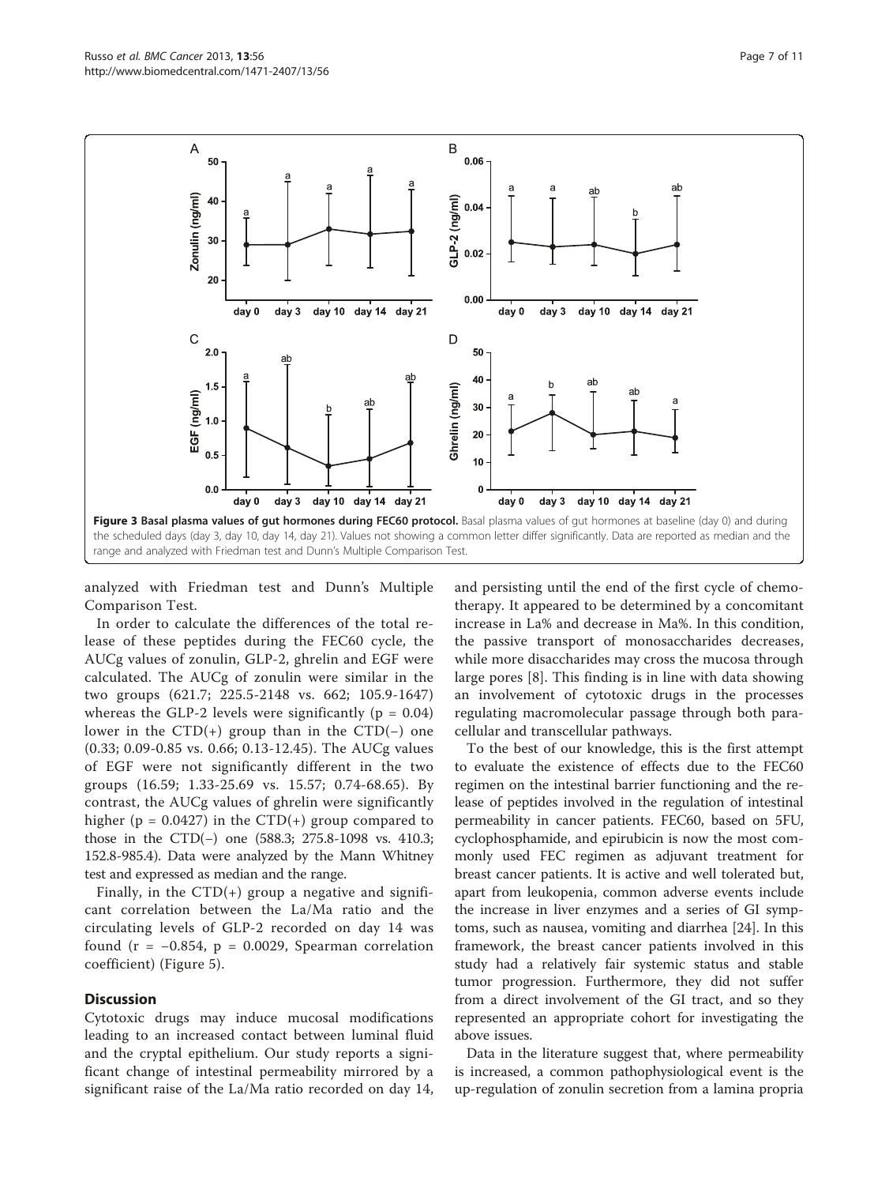**Figure 3 Basal plasma values of gut hormones during FEC60 protocol.** Basal plasma values of gut hormones at baseline (day 0) and during the scheduled days (day 3, day 10, day 14, day 21). Values not showing a common letter differ significantly. Data are reported as median and the range and analyzed with Friedman test and Dunn's Multiple Comparison Test.

analyzed with Friedman test and Dunn's Multiple Comparison Test.

In order to calculate the differences of the total release of these peptides during the FEC60 cycle, the AUCg values of zonulin, GLP-2, ghrelin and EGF were calculated. The AUCg of zonulin were similar in the two groups (621.7; 225.5-2148 vs. 662; 105.9-1647) whereas the GLP-2 levels were significantly ($p = 0.04$) lower in the CTD(+) group than in the CTD(−) one (0.33; 0.09-0.85 vs. 0.66; 0.13-12.45). The AUCg values of EGF were not significantly different in the two groups (16.59; 1.33-25.69 vs. 15.57; 0.74-68.65). By contrast, the AUCg values of ghrelin were significantly higher ($p = 0.0427$) in the CTD(+) group compared to those in the CTD(−) one (588.3; 275.8-1098 vs. 410.3; 152.8-985.4). Data were analyzed by the Mann Whitney test and expressed as median and the range.

Finally, in the CTD(+) group a negative and significant correlation between the La/Ma ratio and the circulating levels of GLP-2 recorded on day 14 was found ($r = -0.854$, $p = 0.0029$, Spearman correlation coefficient) (Figure 5).

## Discussion

Cytotoxic drugs may induce mucosal modifications leading to an increased contact between luminal fluid and the cryptal epithelium. Our study reports a significant change of intestinal permeability mirrored by a significant raise of the La/Ma ratio recorded on day 14, and persisting until the end of the first cycle of chemotherapy. It appeared to be determined by a concomitant increase in La% and decrease in Ma%. In this condition, the passive transport of monosaccharides decreases, while more disaccharides may cross the mucosa through large pores [8]. This finding is in line with data showing an involvement of cytotoxic drugs in the processes regulating macromolecular passage through both paracellular and transcellular pathways.

To the best of our knowledge, this is the first attempt to evaluate the existence of effects due to the FEC60 regimen on the intestinal barrier functioning and the release of peptides involved in the regulation of intestinal permeability in cancer patients. FEC60, based on 5FU, cyclophosphamide, and epirubicin is now the most commonly used FEC regimen as adjuvant treatment for breast cancer patients. It is active and well tolerated but, apart from leukopenia, common adverse events include the increase in liver enzymes and a series of GI symptoms, such as nausea, vomiting and diarrhea [24]. In this framework, the breast cancer patients involved in this study had a relatively fair systemic status and stable tumor progression. Furthermore, they did not suffer from a direct involvement of the GI tract, and so they represented an appropriate cohort for investigating the above issues.

Data in the literature suggest that, where permeability is increased, a common pathophysiological event is the up-regulation of zonulin secretion from a lamina propria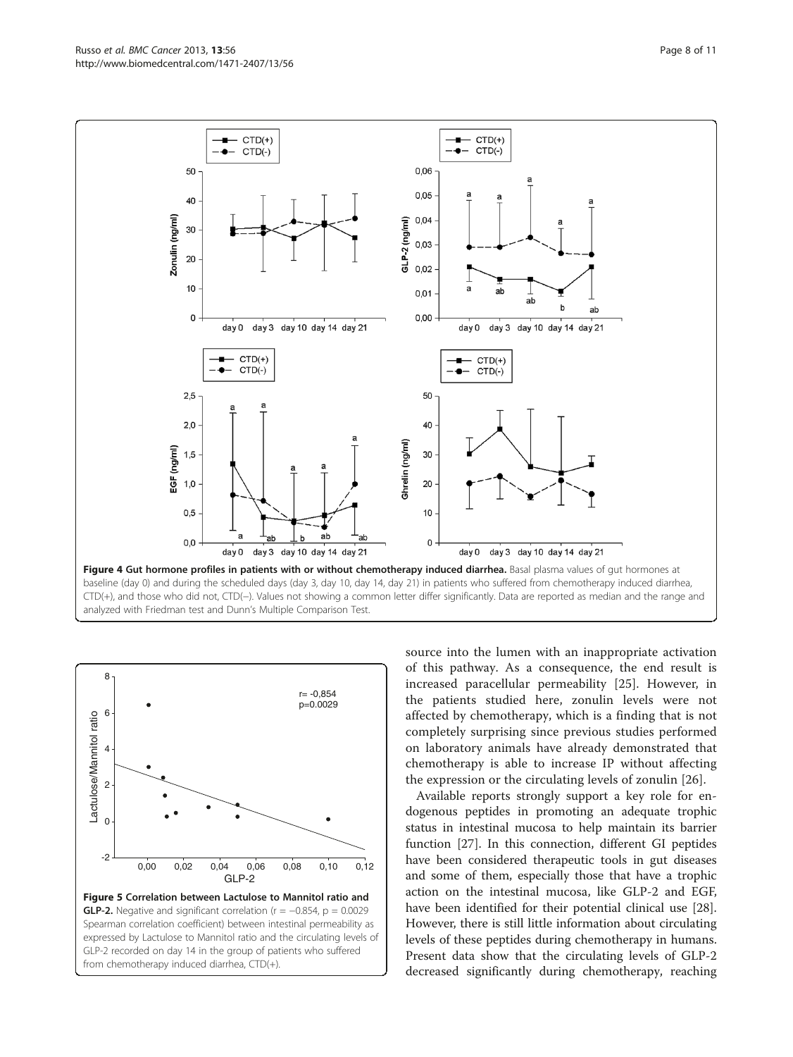**Figure 4 Gut hormone profiles in patients with or without chemotherapy induced diarrhea.** Basal plasma values of gut hormones at baseline (day 0) and during the scheduled days (day 3, day 10, day 14, day 21) in patients who suffered from chemotherapy induced diarrhea, CTD(+), and those who did not, CTD(−). Values not showing a common letter differ significantly. Data are reported as median and the range and analyzed with Friedman test and Dunn's Multiple Comparison Test.

**Figure 5 Correlation between Lactulose to Mannitol ratio and GLP-2.** Negative and significant correlation ($r = -0.854$, $p = 0.0029$ Spearman correlation coefficient) between intestinal permeability as expressed by Lactulose to Mannitol ratio and the circulating levels of GLP-2 recorded on day 14 in the group of patients who suffered from chemotherapy induced diarrhea, CTD(+).

source into the lumen with an inappropriate activation of this pathway. As a consequence, the end result is increased paracellular permeability [25]. However, in the patients studied here, zonulin levels were not affected by chemotherapy, which is a finding that is not completely surprising since previous studies performed on laboratory animals have already demonstrated that chemotherapy is able to increase IP without affecting the expression or the circulating levels of zonulin [26].

Available reports strongly support a key role for endogenous peptides in promoting an adequate trophic status in intestinal mucosa to help maintain its barrier function [27]. In this connection, different GI peptides have been considered therapeutic tools in gut diseases and some of them, especially those that have a trophic action on the intestinal mucosa, like GLP-2 and EGF, have been identified for their potential clinical use [28]. However, there is still little information about circulating levels of these peptides during chemotherapy in humans. Present data show that the circulating levels of GLP-2 decreased significantly during chemotherapy, reaching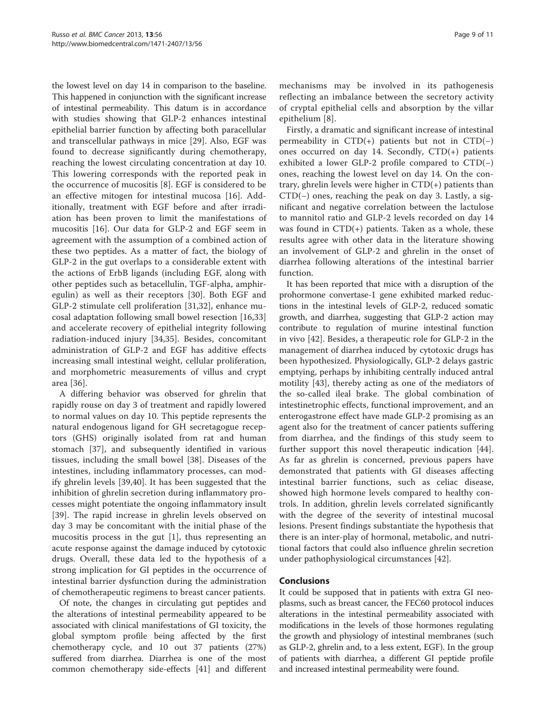the lowest level on day 14 in comparison to the baseline. This happened in conjunction with the significant increase of intestinal permeability. This datum is in accordance with studies showing that GLP-2 enhances intestinal epithelial barrier function by affecting both paracellular and transcellular pathways in mice [29]. Also, EGF was found to decrease significantly during chemotherapy, reaching the lowest circulating concentration at day 10. This lowering corresponds with the reported peak in the occurrence of mucositis [8]. EGF is considered to be an effective mitogen for intestinal mucosa [16]. Additionally, treatment with EGF before and after irradiation has been proven to limit the manifestations of mucositis [16]. Our data for GLP-2 and EGF seem in agreement with the assumption of a combined action of these two peptides. As a matter of fact, the biology of GLP-2 in the gut overlaps to a considerable extent with the actions of ErbB ligands (including EGF, along with other peptides such as betacellulin, TGF-alpha, amphiregulin) as well as their receptors [30]. Both EGF and GLP-2 stimulate cell proliferation [31,32], enhance mucosal adaptation following small bowel resection [16,33] and accelerate recovery of epithelial integrity following radiation-induced injury [34,35]. Besides, concomitant administration of GLP-2 and EGF has additive effects increasing small intestinal weight, cellular proliferation, and morphometric measurements of villus and crypt area [36].

A differing behavior was observed for ghrelin that rapidly rouse on day 3 of treatment and rapidly lowered to normal values on day 10. This peptide represents the natural endogenous ligand for GH secretagogue receptors (GHS) originally isolated from rat and human stomach [37], and subsequently identified in various tissues, including the small bowel [38]. Diseases of the intestines, including inflammatory processes, can modify ghrelin levels [39,40]. It has been suggested that the inhibition of ghrelin secretion during inflammatory processes might potentiate the ongoing inflammatory insult [39]. The rapid increase in ghrelin levels observed on day 3 may be concomitant with the initial phase of the mucositis process in the gut [1], thus representing an acute response against the damage induced by cytotoxic drugs. Overall, these data led to the hypothesis of a strong implication for GI peptides in the occurrence of intestinal barrier dysfunction during the administration of chemotherapeutic regimens to breast cancer patients.

Of note, the changes in circulating gut peptides and the alterations of intestinal permeability appeared to be associated with clinical manifestations of GI toxicity, the global symptom profile being affected by the first chemotherapy cycle, and 10 out 37 patients (27%) suffered from diarrhea. Diarrhea is one of the most common chemotherapy side-effects [41] and different mechanisms may be involved in its pathogenesis reflecting an imbalance between the secretory activity of cryptal epithelial cells and absorption by the villar epithelium [8].

Firstly, a dramatic and significant increase of intestinal permeability in CTD(+) patients but not in CTD(−) ones occurred on day 14. Secondly, CTD(+) patients exhibited a lower GLP-2 profile compared to CTD(−) ones, reaching the lowest level on day 14. On the contrary, ghrelin levels were higher in CTD(+) patients than CTD(−) ones, reaching the peak on day 3. Lastly, a significant and negative correlation between the lactulose to mannitol ratio and GLP-2 levels recorded on day 14 was found in CTD(+) patients. Taken as a whole, these results agree with other data in the literature showing an involvement of GLP-2 and ghrelin in the onset of diarrhea following alterations of the intestinal barrier function.

It has been reported that mice with a disruption of the prohormone convertase-1 gene exhibited marked reductions in the intestinal levels of GLP-2, reduced somatic growth, and diarrhea, suggesting that GLP-2 action may contribute to regulation of murine intestinal function in vivo [42]. Besides, a therapeutic role for GLP-2 in the management of diarrhea induced by cytotoxic drugs has been hypothesized. Physiologically, GLP-2 delays gastric emptying, perhaps by inhibiting centrally induced antral motility [43], thereby acting as one of the mediators of the so-called ileal brake. The global combination of intestinetrophic effects, functional improvement, and an enterogastrone effect have made GLP-2 promising as an agent also for the treatment of cancer patients suffering from diarrhea, and the findings of this study seem to further support this novel therapeutic indication [44]. As far as ghrelin is concerned, previous papers have demonstrated that patients with GI diseases affecting intestinal barrier functions, such as celiac disease, showed high hormone levels compared to healthy controls. In addition, ghrelin levels correlated significantly with the degree of the severity of intestinal mucosal lesions. Present findings substantiate the hypothesis that there is an inter-play of hormonal, metabolic, and nutritional factors that could also influence ghrelin secretion under pathophysiological circumstances [42].

## Conclusions

It could be supposed that in patients with extra GI neoplasms, such as breast cancer, the FEC60 protocol induces alterations in the intestinal permeability associated with modifications in the levels of those hormones regulating the growth and physiology of intestinal membranes (such as GLP-2, ghrelin and, to a less extent, EGF). In the group of patients with diarrhea, a different GI peptide profile and increased intestinal permeability were found.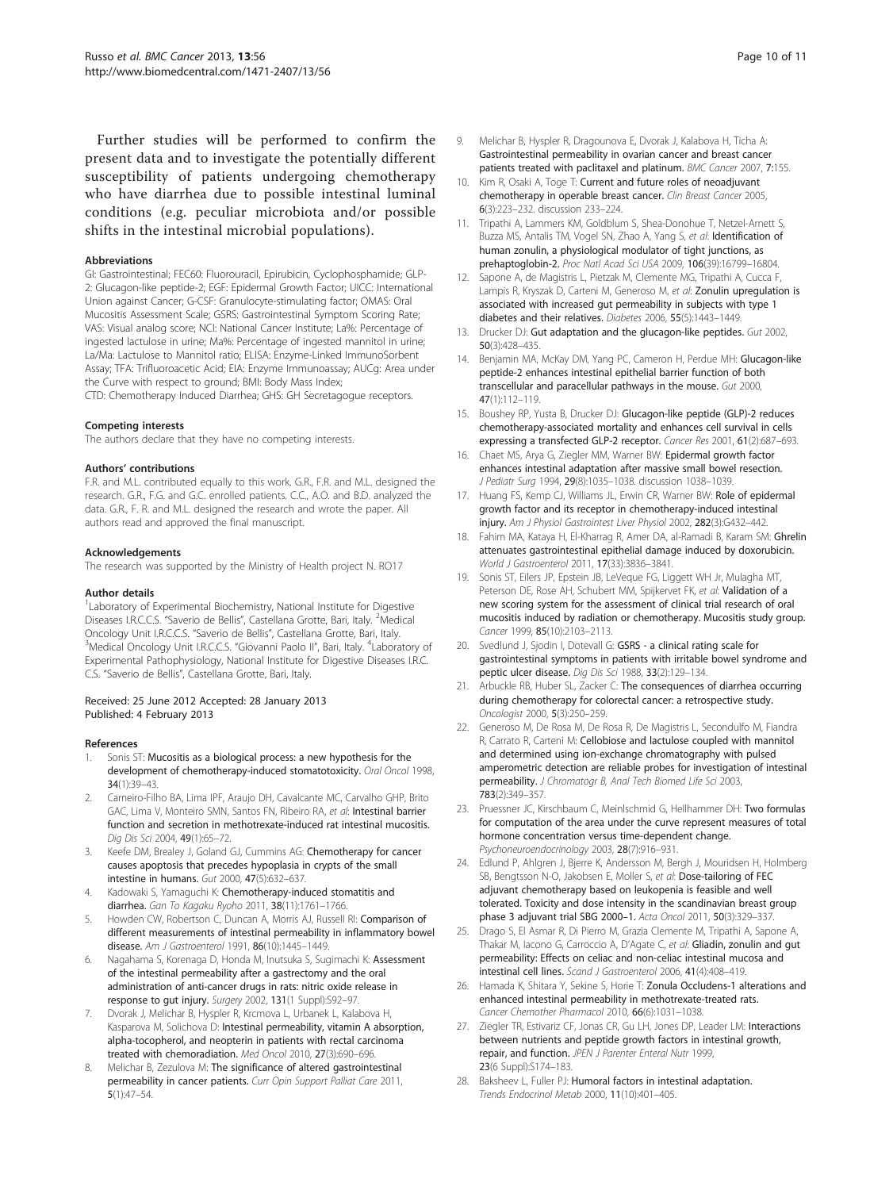Further studies will be performed to confirm the present data and to investigate the potentially different susceptibility of patients undergoing chemotherapy who have diarrhea due to possible intestinal luminal conditions (e.g. peculiar microbiota and/or possible shifts in the intestinal microbial populations).

### Abbreviations

GI: Gastrointestinal; FEC60: Fluorouracil, Epirubicin, Cyclophosphamide; GLP-2: Glucagon-like peptide-2; EGF: Epidermal Growth Factor; UICC: International Union against Cancer; G-CSF: Granulocyte-stimulating factor; OMAS: Oral Mucositis Assessment Scale; GSRS: Gastrointestinal Symptom Scoring Rate; VAS: Visual analog score; NCI: National Cancer Institute; La%: Percentage of ingested lactulose in urine; Ma%: Percentage of ingested mannitol in urine; La/Ma: Lactulose to Mannitol ratio; ELISA: Enzyme-Linked ImmunoSorbent Assay; TFA: Trifluoroacetic Acid; EIA: Enzyme Immunoassay; AUCg: Area under the Curve with respect to ground; BMI: Body Mass Index; CTD: Chemotherapy Induced Diarrhea; GHS: GH Secretagogue receptors.

### Competing interests

The authors declare that they have no competing interests.

### Authors' contributions

F.R. and M.L. contributed equally to this work. G.R., F.R. and M.L. designed the research. G.R., F.G. and G.C. enrolled patients. C.C., A.O. and B.D. analyzed the data. G.R., F. R. and M.L. designed the research and wrote the paper. All authors read and approved the final manuscript.

### Acknowledgements

The research was supported by the Ministry of Health project N. RO17

### Author details

[1]Laboratory of Experimental Biochemistry, National Institute for Digestive Diseases I.R.C.C.S. "Saverio de Bellis", Castellana Grotte, Bari, Italy. [2]Medical Oncology Unit I.R.C.C.S. "Saverio de Bellis", Castellana Grotte, Bari, Italy. [3]Medical Oncology Unit I.R.C.C.S. "Giovanni Paolo II", Bari, Italy. [4]Laboratory of Experimental Pathophysiology, National Institute for Digestive Diseases I.R.C. C.S. "Saverio de Bellis", Castellana Grotte, Bari, Italy.

Received: 25 June 2012 Accepted: 28 January 2013
Published: 4 February 2013

### References

1. Sonis ST: **Mucositis as a biological process: a new hypothesis for the development of chemotherapy-induced stomatotoxicity.** *Oral Oncol* 1998, **34**(1):39–43.
2. Carneiro-Filho BA, Lima IPF, Araujo DH, Cavalcante MC, Carvalho GHP, Brito GAC, Lima V, Monteiro SMN, Santos FN, Ribeiro RA, *et al*: **Intestinal barrier function and secretion in methotrexate-induced rat intestinal mucositis.** *Dig Dis Sci* 2004, **49**(1):65–72.
3. Keefe DM, Brealey J, Goland GJ, Cummins AG: **Chemotherapy for cancer causes apoptosis that precedes hypoplasia in crypts of the small intestine in humans.** *Gut* 2000, **47**(5):632–637.
4. Kadowaki S, Yamaguchi K: **Chemotherapy-induced stomatitis and diarrhea.** *Gan To Kagaku Ryoho* 2011, **38**(11):1761–1766.
5. Howden CW, Robertson C, Duncan A, Morris AJ, Russell RI: **Comparison of different measurements of intestinal permeability in inflammatory bowel disease.** *Am J Gastroenterol* 1991, **86**(10):1445–1449.
6. Nagahama S, Korenaga D, Honda M, Inutsuka S, Sugimachi K: **Assessment of the intestinal permeability after a gastrectomy and the oral administration of anti-cancer drugs in rats: nitric oxide release in response to gut injury.** *Surgery* 2002, **131**(1 Suppl):S92–97.
7. Dvorak J, Melichar B, Hyspler R, Krcmova L, Urbanek L, Kalabova H, Kasparova M, Solichova D: **Intestinal permeability, vitamin A absorption, alpha-tocopherol, and neopterin in patients with rectal carcinoma treated with chemoradiation.** *Med Oncol* 2010, **27**(3):690–696.
8. Melichar B, Zezulova M: **The significance of altered gastrointestinal permeability in cancer patients.** *Curr Opin Support Palliat Care* 2011, **5**(1):47–54.
9. Melichar B, Hyspler R, Dragounova E, Dvorak J, Kalabova H, Ticha A: **Gastrointestinal permeability in ovarian cancer and breast cancer patients treated with paclitaxel and platinum.** *BMC Cancer* 2007, **7**:155.
10. Kim R, Osaki A, Toge T: **Current and future roles of neoadjuvant chemotherapy in operable breast cancer.** *Clin Breast Cancer* 2005, **6**(3):223–232. discussion 233–224.
11. Tripathi A, Lammers KM, Goldblum S, Shea-Donohue T, Netzel-Arnett S, Buzza MS, Antalis TM, Vogel SN, Zhao A, Yang S, *et al*: **Identification of human zonulin, a physiological modulator of tight junctions, as prehaptoglobin-2.** *Proc Natl Acad Sci USA* 2009, **106**(39):16799–16804.
12. Sapone A, de Magistris L, Pietzak M, Clemente MG, Tripathi A, Cucca F, Lampis R, Kryszak D, Carteni M, Generoso M, *et al*: **Zonulin upregulation is associated with increased gut permeability in subjects with type 1 diabetes and their relatives.** *Diabetes* 2006, **55**(5):1443–1449.
13. Drucker DJ: **Gut adaptation and the glucagon-like peptides.** *Gut* 2002, **50**(3):428–435.
14. Benjamin MA, McKay DM, Yang PC, Cameron H, Perdue MH: **Glucagon-like peptide-2 enhances intestinal epithelial barrier function of both transcellular and paracellular pathways in the mouse.** *Gut* 2000, **47**(1):112–119.
15. Boushey RP, Yusta B, Drucker DJ: **Glucagon-like peptide (GLP)-2 reduces chemotherapy-associated mortality and enhances cell survival in cells expressing a transfected GLP-2 receptor.** *Cancer Res* 2001, **61**(2):687–693.
16. Chaet MS, Arya G, Ziegler MM, Warner BW: **Epidermal growth factor enhances intestinal adaptation after massive small bowel resection.** *J Pediatr Surg* 1994, **29**(8):1035–1038. discussion 1038–1039.
17. Huang FS, Kemp CJ, Williams JL, Erwin CR, Warner BW: **Role of epidermal growth factor and its receptor in chemotherapy-induced intestinal injury.** *Am J Physiol Gastrointest Liver Physiol* 2002, **282**(3):G432–442.
18. Fahim MA, Kataya H, El-Kharrag R, Amer DA, al-Ramadi B, Karam SM: **Ghrelin attenuates gastrointestinal epithelial damage induced by doxorubicin.** *World J Gastroenterol* 2011, **17**(33):3836–3841.
19. Sonis ST, Eilers JP, Epstein JB, LeVeque FG, Liggett WH Jr, Mulagha MT, Peterson DE, Rose AH, Schubert MM, Spijkervet FK, *et al*: **Validation of a new scoring system for the assessment of clinical trial research of oral mucositis induced by radiation or chemotherapy. Mucositis study group.** *Cancer* 1999, **85**(10):2103–2113.
20. Svedlund J, Sjodin I, Dotevall G: **GSRS - a clinical rating scale for gastrointestinal symptoms in patients with irritable bowel syndrome and peptic ulcer disease.** *Dig Dis Sci* 1988, **33**(2):129–134.
21. Arbuckle RB, Huber SL, Zacker C: **The consequences of diarrhea occurring during chemotherapy for colorectal cancer: a retrospective study.** *Oncologist* 2000, **5**(3):250–259.
22. Generoso M, De Rosa M, De Rosa R, De Magistris L, Secondulfo M, Fiandra R, Carrato R, Carteni M: **Cellobiose and lactulose coupled with mannitol and determined using ion-exchange chromatography with pulsed amperometric detection are reliable probes for investigation of intestinal permeability.** *J Chromatogr B, Anal Tech Biomed Life Sci* 2003, **783**(2):349–357.
23. Pruessner JC, Kirschbaum C, Meinlschmid G, Hellhammer DH: **Two formulas for computation of the area under the curve represent measures of total hormone concentration versus time-dependent change.** *Psychoneuroendocrinology* 2003, **28**(7):916–931.
24. Edlund P, Ahlgren J, Bjerre K, Andersson M, Bergh J, Mouridsen H, Holmberg SB, Bengtsson N-O, Jakobsen E, Moller S, *et al*: **Dose-tailoring of FEC adjuvant chemotherapy based on leukopenia is feasible and well tolerated. Toxicity and dose intensity in the scandinavian breast group phase 3 adjuvant trial SBG 2000–1.** *Acta Oncol* 2011, **50**(3):329–337.
25. Drago S, El Asmar R, Di Pierro M, Grazia Clemente M, Tripathi A, Sapone A, Thakar M, Iacono G, Carroccio A, D'Agate C, *et al*: **Gliadin, zonulin and gut permeability: Effects on celiac and non-celiac intestinal mucosa and intestinal cell lines.** *Scand J Gastroenterol* 2006, **41**(4):408–419.
26. Hamada K, Shitara Y, Sekine S, Horie T: **Zonula Occludens-1 alterations and enhanced intestinal permeability in methotrexate-treated rats.** *Cancer Chemother Pharmacol* 2010, **66**(6):1031–1038.
27. Ziegler TR, Estivariz CF, Jonas CR, Gu LH, Jones DP, Leader LM: **Interactions between nutrients and peptide growth factors in intestinal growth, repair, and function.** *JPEN J Parenter Enteral Nutr* 1999, **23**(6 Suppl):S174–183.
28. Baksheev L, Fuller PJ: **Humoral factors in intestinal adaptation.** *Trends Endocrinol Metab* 2000, **11**(10):401–405.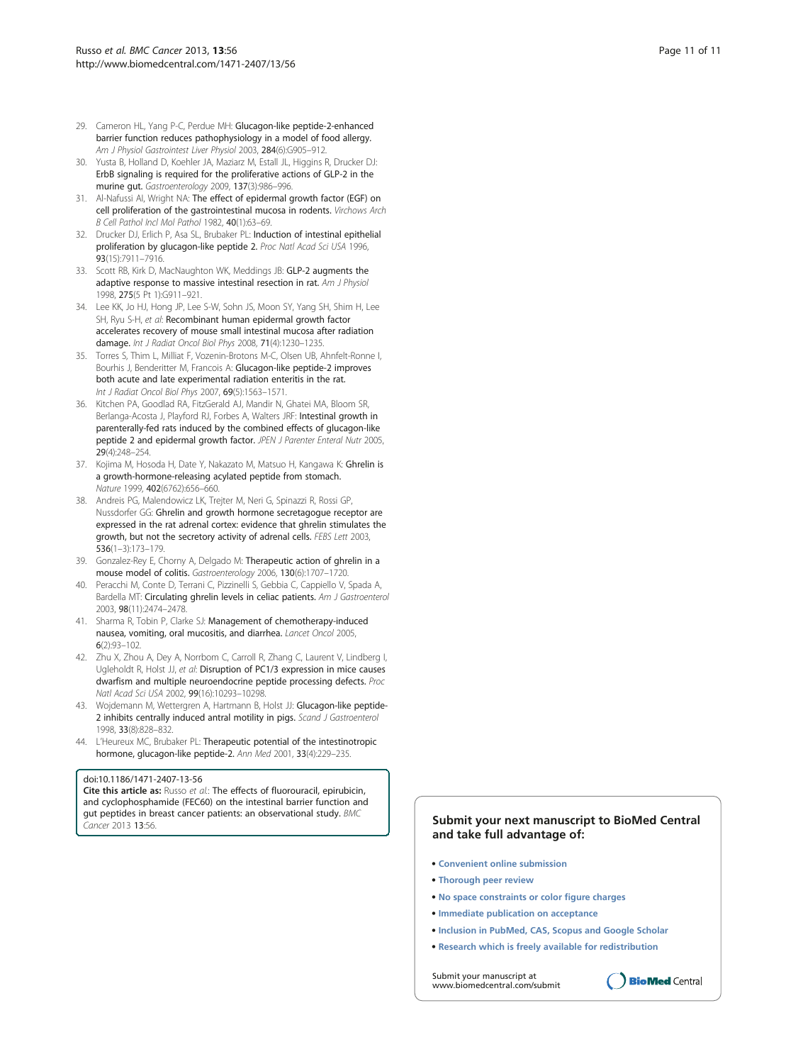29. Cameron HL, Yang P-C, Perdue MH: **Glucagon-like peptide-2-enhanced barrier function reduces pathophysiology in a model of food allergy.** *Am J Physiol Gastrointest Liver Physiol* 2003, **284**(6):G905–912.
30. Yusta B, Holland D, Koehler JA, Maziarz M, Estall JL, Higgins R, Drucker DJ: **ErbB signaling is required for the proliferative actions of GLP-2 in the murine gut.** *Gastroenterology* 2009, **137**(3):986–996.
31. Al-Nafussi AI, Wright NA: **The effect of epidermal growth factor (EGF) on cell proliferation of the gastrointestinal mucosa in rodents.** *Virchows Arch B Cell Pathol Incl Mol Pathol* 1982, **40**(1):63–69.
32. Drucker DJ, Erlich P, Asa SL, Brubaker PL: **Induction of intestinal epithelial proliferation by glucagon-like peptide 2.** *Proc Natl Acad Sci USA* 1996, **93**(15):7911–7916.
33. Scott RB, Kirk D, MacNaughton WK, Meddings JB: **GLP-2 augments the adaptive response to massive intestinal resection in rat.** *Am J Physiol* 1998, **275**(5 Pt 1):G911–921.
34. Lee KK, Jo HJ, Hong JP, Lee S-W, Sohn JS, Moon SY, Yang SH, Shim H, Lee SH, Ryu S-H, *et al*: **Recombinant human epidermal growth factor accelerates recovery of mouse small intestinal mucosa after radiation damage.** *Int J Radiat Oncol Biol Phys* 2008, **71**(4):1230–1235.
35. Torres S, Thim L, Milliat F, Vozenin-Brotons M-C, Olsen UB, Ahnfelt-Ronne I, Bourhis J, Benderitter M, Francois A: **Glucagon-like peptide-2 improves both acute and late experimental radiation enteritis in the rat.** *Int J Radiat Oncol Biol Phys* 2007, **69**(5):1563–1571.
36. Kitchen PA, Goodlad RA, FitzGerald AJ, Mandir N, Ghatei MA, Bloom SR, Berlanga-Acosta J, Playford RJ, Forbes A, Walters JRF: **Intestinal growth in parenterally-fed rats induced by the combined effects of glucagon-like peptide 2 and epidermal growth factor.** *JPEN J Parenter Enteral Nutr* 2005, **29**(4):248–254.
37. Kojima M, Hosoda H, Date Y, Nakazato M, Matsuo H, Kangawa K: **Ghrelin is a growth-hormone-releasing acylated peptide from stomach.** *Nature* 1999, **402**(6762):656–660.
38. Andreis PG, Malendowicz LK, Trejter M, Neri G, Spinazzi R, Rossi GP, Nussdorfer GG: **Ghrelin and growth hormone secretagogue receptor are expressed in the rat adrenal cortex: evidence that ghrelin stimulates the growth, but not the secretory activity of adrenal cells.** *FEBS Lett* 2003, **536**(1–3):173–179.
39. Gonzalez-Rey E, Chorny A, Delgado M: **Therapeutic action of ghrelin in a mouse model of colitis.** *Gastroenterology* 2006, **130**(6):1707–1720.
40. Peracchi M, Conte D, Terrani C, Pizzinelli S, Gebbia C, Cappiello V, Spada A, Bardella MT: **Circulating ghrelin levels in celiac patients.** *Am J Gastroenterol* 2003, **98**(11):2474–2478.
41. Sharma R, Tobin P, Clarke SJ: **Management of chemotherapy-induced nausea, vomiting, oral mucositis, and diarrhea.** *Lancet Oncol* 2005, **6**(2):93–102.
42. Zhu X, Zhou A, Dey A, Norrbom C, Carroll R, Zhang C, Laurent V, Lindberg I, Ugleholdt R, Holst JJ, *et al*: **Disruption of PC1/3 expression in mice causes dwarfism and multiple neuroendocrine peptide processing defects.** *Proc Natl Acad Sci USA* 2002, **99**(16):10293–10298.
43. Wojdemann M, Wettergren A, Hartmann B, Holst JJ: **Glucagon-like peptide-2 inhibits centrally induced antral motility in pigs.** *Scand J Gastroenterol* 1998, **33**(8):828–832.
44. L'Heureux MC, Brubaker PL: **Therapeutic potential of the intestinotropic hormone, glucagon-like peptide-2.** *Ann Med* 2001, **33**(4):229–235.

doi:10.1186/1471-2407-13-56

**Cite this article as:** Russo *et al.*: The effects of fluorouracil, epirubicin, and cyclophosphamide (FEC60) on the intestinal barrier function and gut peptides in breast cancer patients: an observational study. *BMC Cancer* 2013 **13**:56.

**Submit your next manuscript to BioMed Central and take full advantage of:**

- **Convenient online submission**
- **Thorough peer review**
- **No space constraints or color figure charges**
- **Immediate publication on acceptance**
- **Inclusion in PubMed, CAS, Scopus and Google Scholar**
- **Research which is freely available for redistribution**

Submit your manuscript at www.biomedcentral.com/submit

BioMed Central